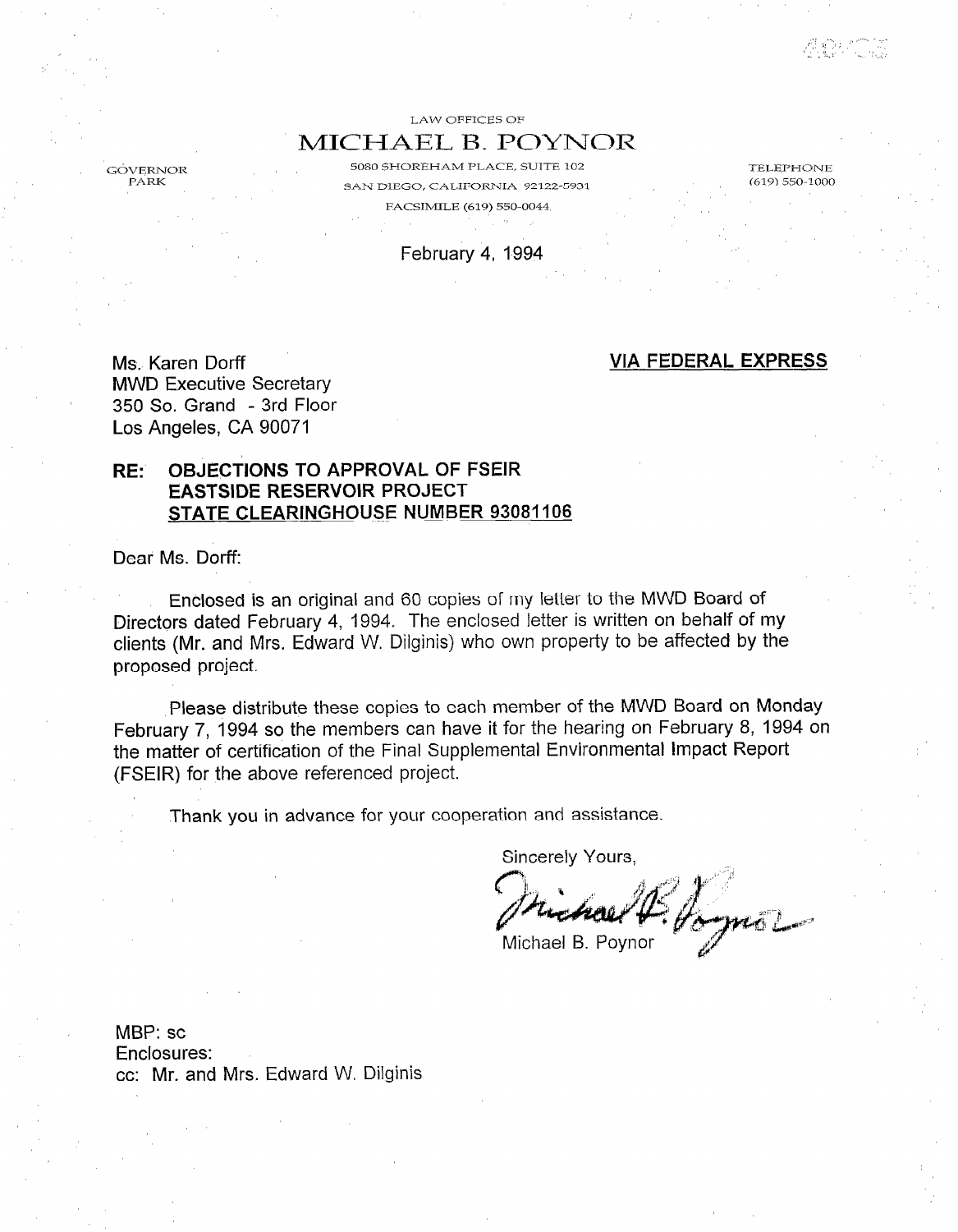LAW OFFICES OF

# MICHAEL B. POYNOR

GOVERNOR PARK

5080 SHOREHAM PLACE, SUITE 102
SAN DIEGO, CALIFORNIA 92122-5931
FACSIMILE (619) 550-0044

TELEPHONE
(619) 550-1000

February 4, 1994

Ms. Karen Dorff
MWD Executive Secretary
350 So. Grand - 3rd Floor
Los Angeles, CA 90071

**VIA FEDERAL EXPRESS**

**RE: OBJECTIONS TO APPROVAL OF FSEIR
EASTSIDE RESERVOIR PROJECT
STATE CLEARINGHOUSE NUMBER 93081106**

Dear Ms. Dorff:

Enclosed is an original and 60 copies of my letter to the MWD Board of Directors dated February 4, 1994. The enclosed letter is written on behalf of my clients (Mr. and Mrs. Edward W. Dilginis) who own property to be affected by the proposed project.

Please distribute these copies to each member of the MWD Board on Monday February 7, 1994 so the members can have it for the hearing on February 8, 1994 on the matter of certification of the Final Supplemental Environmental Impact Report (FSEIR) for the above referenced project.

Thank you in advance for your cooperation and assistance.

Sincerely Yours,

Michael B. Poynor

MBP: sc
Enclosures:
cc: Mr. and Mrs. Edward W. Dilginis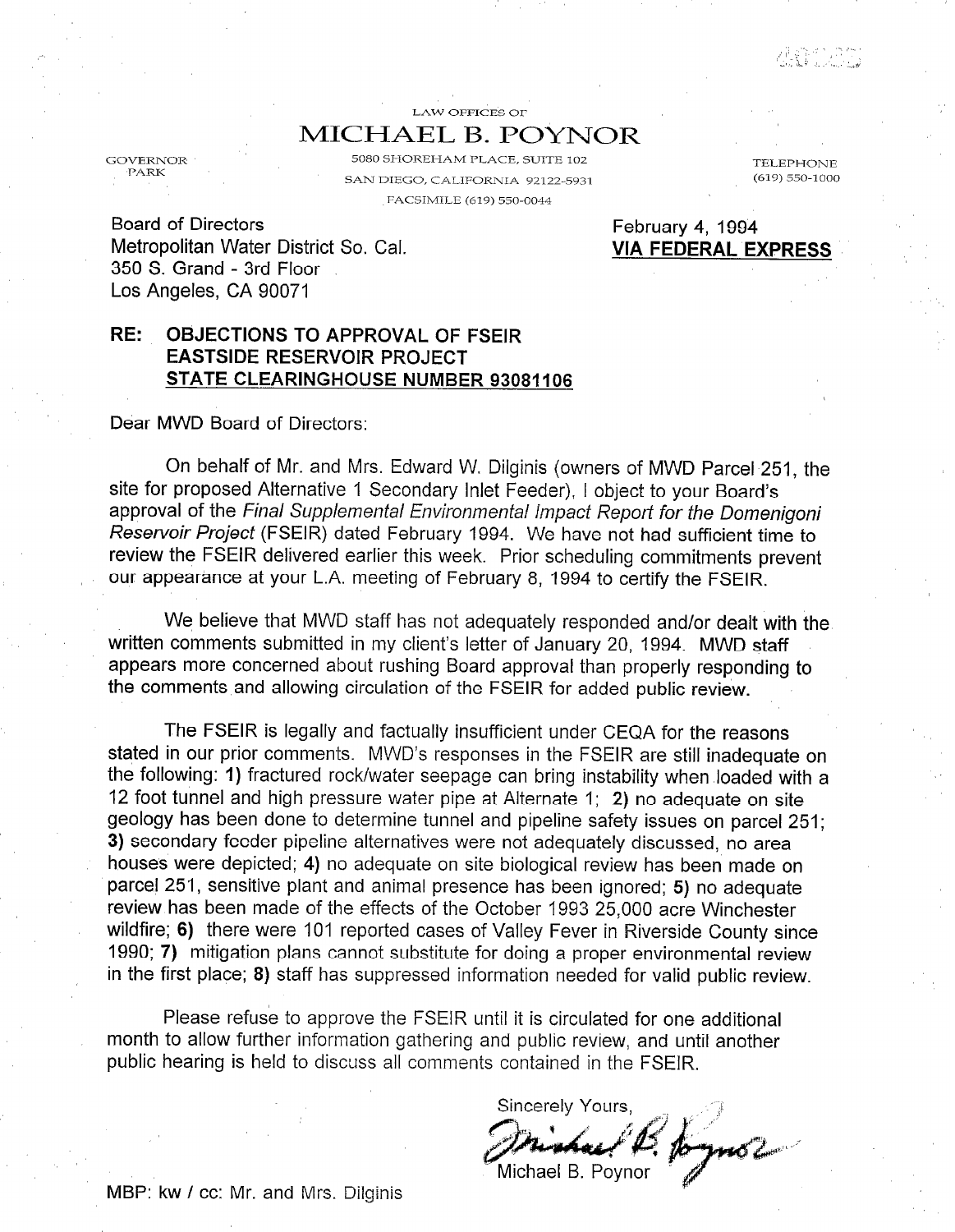LAW OFFICES OF

# MICHAEL B. POYNOR

GOVERNOR PARK

5080 SHOREHAM PLACE, SUITE 102
SAN DIEGO, CALIFORNIA 92122-5931
FACSIMILE (619) 550-0044

TELEPHONE
(619) 550-1000

Board of Directors
Metropolitan Water District So. Cal.
350 S. Grand - 3rd Floor
Los Angeles, CA 90071

February 4, 1994
**VIA FEDERAL EXPRESS**

**RE: OBJECTIONS TO APPROVAL OF FSEIR**
**EASTSIDE RESERVOIR PROJECT**
**STATE CLEARINGHOUSE NUMBER 93081106**

Dear MWD Board of Directors:

On behalf of Mr. and Mrs. Edward W. Dilginis (owners of MWD Parcel 251, the site for proposed Alternative 1 Secondary Inlet Feeder), I object to your Board's approval of the *Final Supplemental Environmental Impact Report for the Domenigoni Reservoir Project* (FSEIR) dated February 1994. We have not had sufficient time to review the FSEIR delivered earlier this week. Prior scheduling commitments prevent our appearance at your L.A. meeting of February 8, 1994 to certify the FSEIR.

We believe that MWD staff has not adequately responded and/or dealt with the written comments submitted in my client's letter of January 20, 1994. MWD staff appears more concerned about rushing Board approval than properly responding to the comments and allowing circulation of the FSEIR for added public review.

The FSEIR is legally and factually insufficient under CEQA for the reasons stated in our prior comments. MWD's responses in the FSEIR are still inadequate on the following: **1)** fractured rock/water seepage can bring instability when loaded with a 12 foot tunnel and high pressure water pipe at Alternate 1; **2)** no adequate on site geology has been done to determine tunnel and pipeline safety issues on parcel 251; **3)** secondary feeder pipeline alternatives were not adequately discussed, no area houses were depicted; **4)** no adequate on site biological review has been made on parcel 251, sensitive plant and animal presence has been ignored; **5)** no adequate review has been made of the effects of the October 1993 25,000 acre Winchester wildfire; **6)** there were 101 reported cases of Valley Fever in Riverside County since 1990; **7)** mitigation plans cannot substitute for doing a proper environmental review in the first place; **8)** staff has suppressed information needed for valid public review.

Please refuse to approve the FSEIR until it is circulated for one additional month to allow further information gathering and public review, and until another public hearing is held to discuss all comments contained in the FSEIR.

Sincerely Yours,

Michael B. Poynor

MBP: kw / cc: Mr. and Mrs. Dilginis